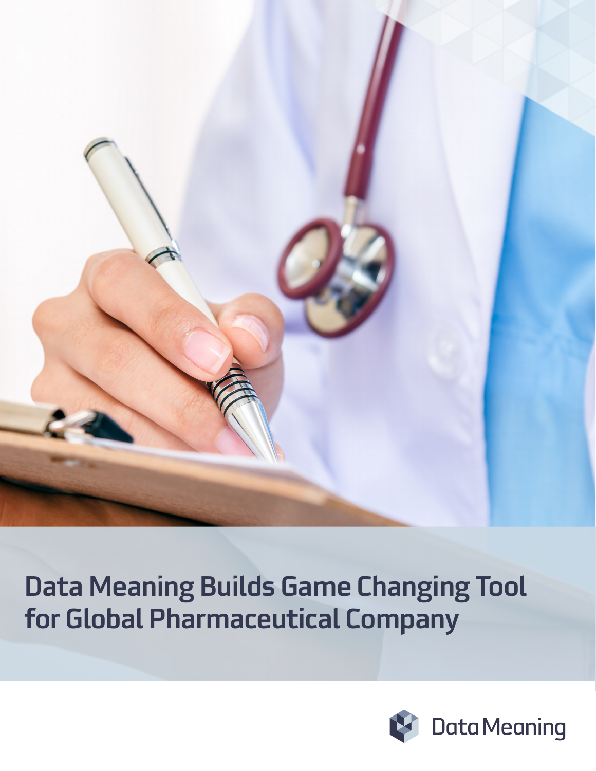# Data Meaning Builds Game Changing Tool for Global Pharmaceutical Company

Data Meaning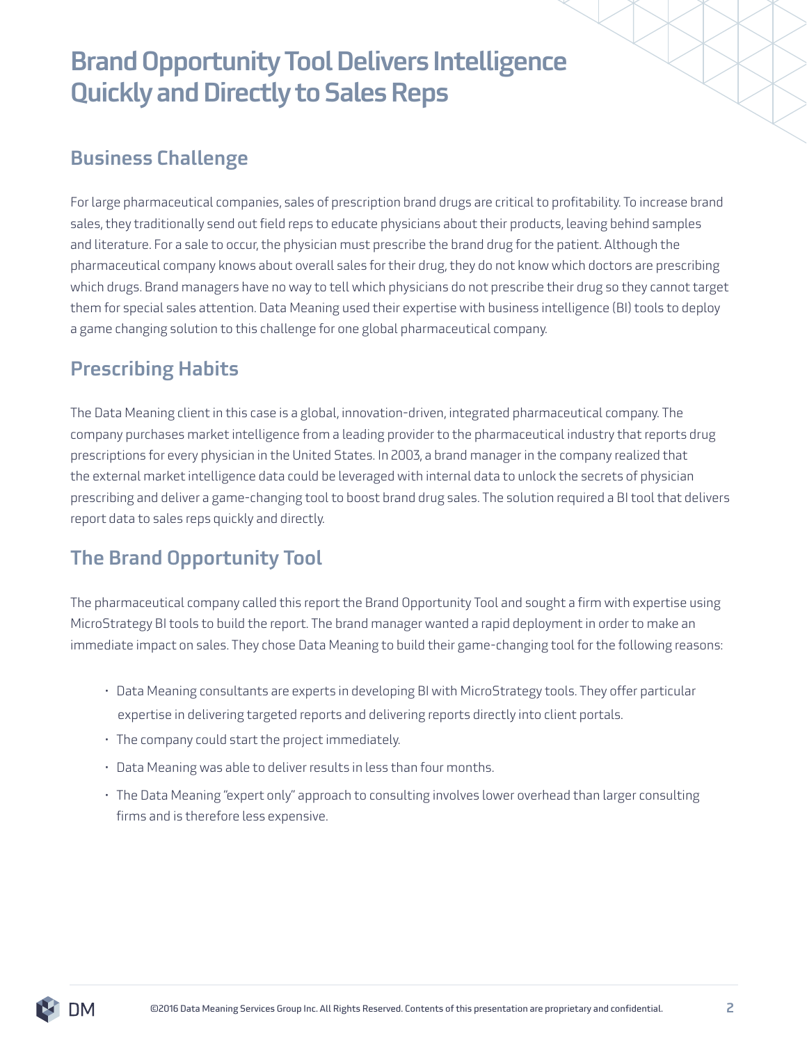# Brand Opportunity Tool Delivers Intelligence Quickly and Directly to Sales Reps

## Business Challenge

For large pharmaceutical companies, sales of prescription brand drugs are critical to profitability. To increase brand sales, they traditionally send out field reps to educate physicians about their products, leaving behind samples and literature. For a sale to occur, the physician must prescribe the brand drug for the patient. Although the pharmaceutical company knows about overall sales for their drug, they do not know which doctors are prescribing which drugs. Brand managers have no way to tell which physicians do not prescribe their drug so they cannot target them for special sales attention. Data Meaning used their expertise with business intelligence (BI) tools to deploy a game changing solution to this challenge for one global pharmaceutical company.

## Prescribing Habits

The Data Meaning client in this case is a global, innovation-driven, integrated pharmaceutical company. The company purchases market intelligence from a leading provider to the pharmaceutical industry that reports drug prescriptions for every physician in the United States. In 2003, a brand manager in the company realized that the external market intelligence data could be leveraged with internal data to unlock the secrets of physician prescribing and deliver a game-changing tool to boost brand drug sales. The solution required a BI tool that delivers report data to sales reps quickly and directly.

## The Brand Opportunity Tool

The pharmaceutical company called this report the Brand Opportunity Tool and sought a firm with expertise using MicroStrategy BI tools to build the report. The brand manager wanted a rapid deployment in order to make an immediate impact on sales. They chose Data Meaning to build their game-changing tool for the following reasons:

- Data Meaning consultants are experts in developing BI with MicroStrategy tools. They offer particular expertise in delivering targeted reports and delivering reports directly into client portals.
- The company could start the project immediately.
- Data Meaning was able to deliver results in less than four months.
- The Data Meaning "expert only" approach to consulting involves lower overhead than larger consulting firms and is therefore less expensive.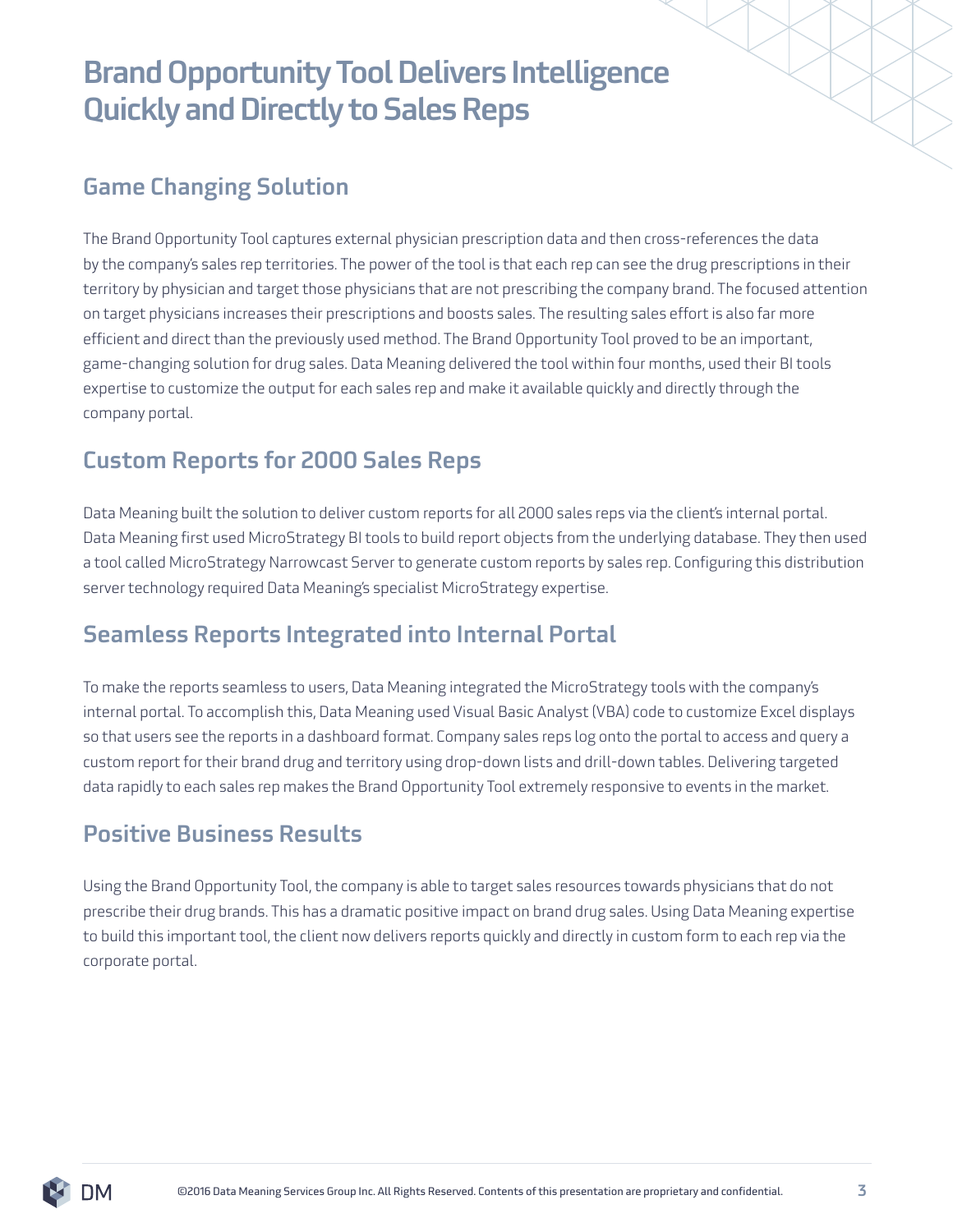# Brand Opportunity Tool Delivers Intelligence Quickly and Directly to Sales Reps

## Game Changing Solution

The Brand Opportunity Tool captures external physician prescription data and then cross-references the data by the company's sales rep territories. The power of the tool is that each rep can see the drug prescriptions in their territory by physician and target those physicians that are not prescribing the company brand. The focused attention on target physicians increases their prescriptions and boosts sales. The resulting sales effort is also far more efficient and direct than the previously used method. The Brand Opportunity Tool proved to be an important, game-changing solution for drug sales. Data Meaning delivered the tool within four months, used their BI tools expertise to customize the output for each sales rep and make it available quickly and directly through the company portal.

## Custom Reports for 2000 Sales Reps

Data Meaning built the solution to deliver custom reports for all 2000 sales reps via the client's internal portal. Data Meaning first used MicroStrategy BI tools to build report objects from the underlying database. They then used a tool called MicroStrategy Narrowcast Server to generate custom reports by sales rep. Configuring this distribution server technology required Data Meaning's specialist MicroStrategy expertise.

## Seamless Reports Integrated into Internal Portal

To make the reports seamless to users, Data Meaning integrated the MicroStrategy tools with the company's internal portal. To accomplish this, Data Meaning used Visual Basic Analyst (VBA) code to customize Excel displays so that users see the reports in a dashboard format. Company sales reps log onto the portal to access and query a custom report for their brand drug and territory using drop-down lists and drill-down tables. Delivering targeted data rapidly to each sales rep makes the Brand Opportunity Tool extremely responsive to events in the market.

## Positive Business Results

Using the Brand Opportunity Tool, the company is able to target sales resources towards physicians that do not prescribe their drug brands. This has a dramatic positive impact on brand drug sales. Using Data Meaning expertise to build this important tool, the client now delivers reports quickly and directly in custom form to each rep via the corporate portal.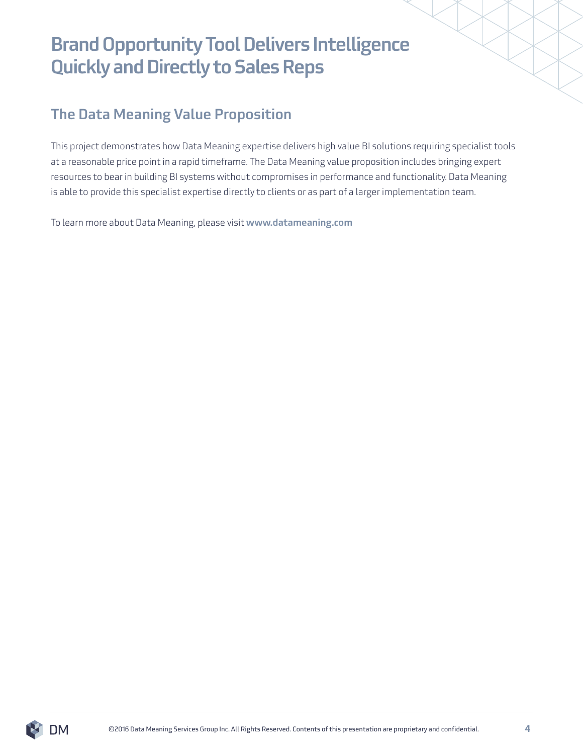# Brand Opportunity Tool Delivers Intelligence Quickly and Directly to Sales Reps

## The Data Meaning Value Proposition

This project demonstrates how Data Meaning expertise delivers high value BI solutions requiring specialist tools at a reasonable price point in a rapid timeframe. The Data Meaning value proposition includes bringing expert resources to bear in building BI systems without compromises in performance and functionality. Data Meaning is able to provide this specialist expertise directly to clients or as part of a larger implementation team.

To learn more about Data Meaning, please visit **www.datameaning.com**